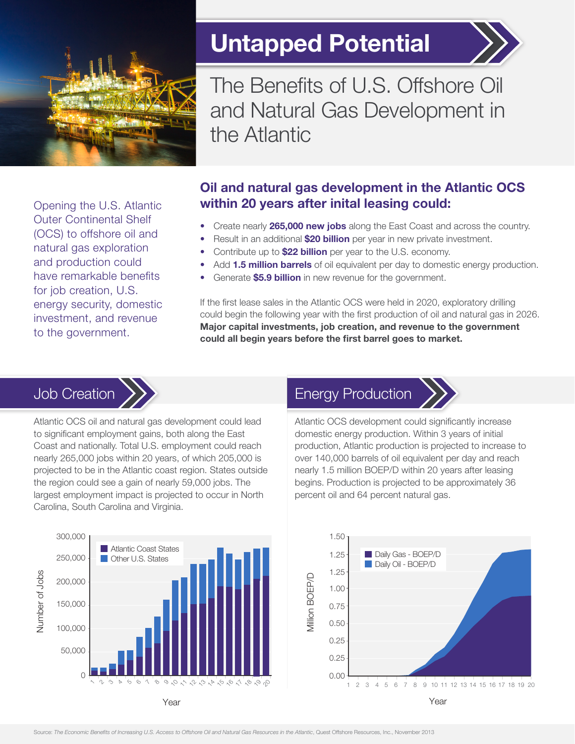# Untapped Potential

## The Benefits of U.S. Offshore Oil and Natural Gas Development in the Atlantic

Opening the U.S. Atlantic Outer Continental Shelf (OCS) to offshore oil and natural gas exploration and production could have remarkable benefits for job creation, U.S. energy security, domestic investment, and revenue to the government.

### Oil and natural gas development in the Atlantic OCS within 20 years after inital leasing could:

- Create nearly **265,000 new jobs** along the East Coast and across the country.
- Result in an additional **$20 billion** per year in new private investment.
- Contribute up to **$22 billion** per year to the U.S. economy.
- Add **1.5 million barrels** of oil equivalent per day to domestic energy production.
- Generate **$5.9 billion** in new revenue for the government.

If the first lease sales in the Atlantic OCS were held in 2020, exploratory drilling could begin the following year with the first production of oil and natural gas in 2026. **Major capital investments, job creation, and revenue to the government could all begin years before the first barrel goes to market.**

## Job Creation

Atlantic OCS oil and natural gas development could lead to significant employment gains, both along the East Coast and nationally. Total U.S. employment could reach nearly 265,000 jobs within 20 years, of which 205,000 is projected to be in the Atlantic coast region. States outside the region could see a gain of nearly 59,000 jobs. The largest employment impact is projected to occur in North Carolina, South Carolina and Virginia.

## Energy Production

Atlantic OCS development could significantly increase domestic energy production. Within 3 years of initial production, Atlantic production is projected to increase to over 140,000 barrels of oil equivalent per day and reach nearly 1.5 million BOEP/D within 20 years after leasing begins. Production is projected to be approximately 36 percent oil and 64 percent natural gas.

Source: *The Economic Benefits of Increasing U.S. Access to Offshore Oil and Natural Gas Resources in the Atlantic*, Quest Offshore Resources, Inc., November 2013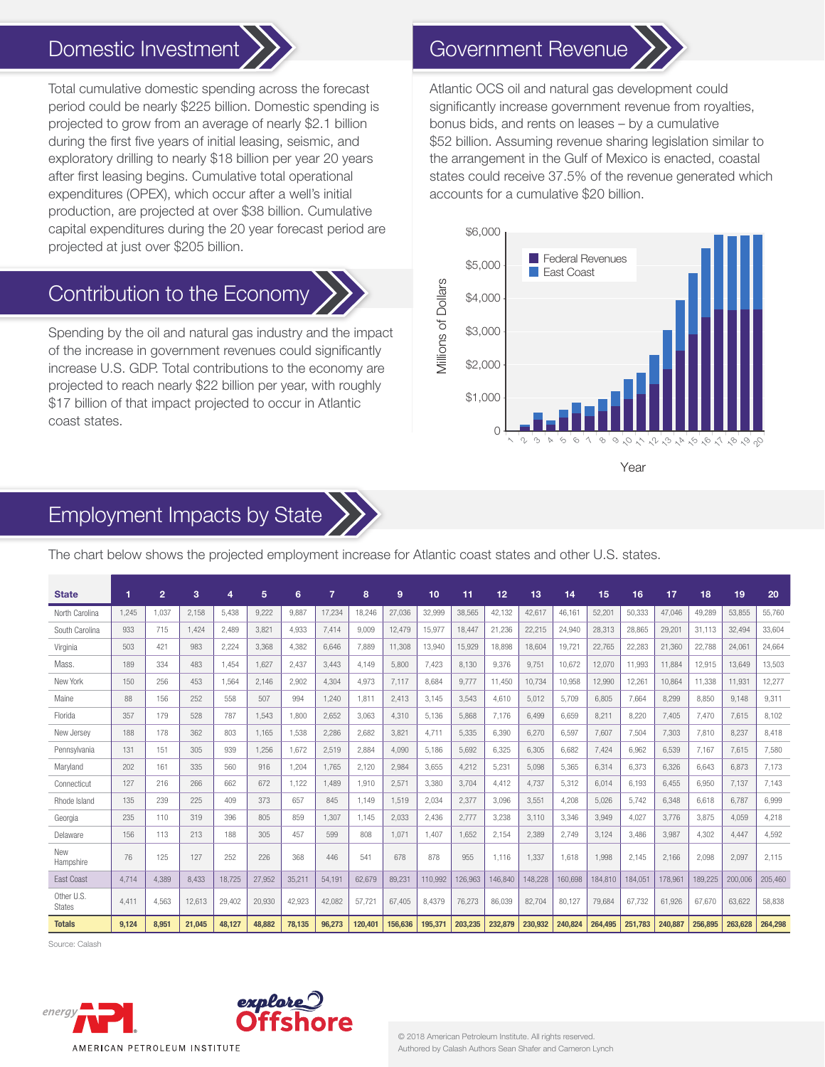## Domestic Investment

Total cumulative domestic spending across the forecast period could be nearly $225 billion. Domestic spending is projected to grow from an average of nearly $2.1 billion during the first five years of initial leasing, seismic, and exploratory drilling to nearly $18 billion per year 20 years after first leasing begins. Cumulative total operational expenditures (OPEX), which occur after a well's initial production, are projected at over $38 billion. Cumulative capital expenditures during the 20 year forecast period are projected at just over $205 billion.

## Contribution to the Economy

Spending by the oil and natural gas industry and the impact of the increase in government revenues could significantly increase U.S. GDP. Total contributions to the economy are projected to reach nearly $22 billion per year, with roughly $17 billion of that impact projected to occur in Atlantic coast states.

## Government Revenue

Atlantic OCS oil and natural gas development could significantly increase government revenue from royalties, bonus bids, and rents on leases – by a cumulative $52 billion. Assuming revenue sharing legislation similar to the arrangement in the Gulf of Mexico is enacted, coastal states could receive 37.5% of the revenue generated which accounts for a cumulative $20 billion.

Federal Revenues
East Coast
Millions of Dollars
$6,000
$5,000
$4,000
$3,000
$2,000
$1,000
0
1 2 3 4 5 6 7 8 9 10 11 12 13 14 15 16 17 18 19 20
Year

## Employment Impacts by State

The chart below shows the projected employment increase for Atlantic coast states and other U.S. states.

| State | 1 | 2 | 3 | 4 | 5 | 6 | 7 | 8 | 9 | 10 | 11 | 12 | 13 | 14 | 15 | 16 | 17 | 18 | 19 | 20 |
|---|---|---|---|---|---|---|---|---|---|---|---|---|---|---|---|---|---|---|---|---|
| North Carolina | 1,245 | 1,037 | 2,158 | 5,438 | 9,222 | 9,887 | 17,234 | 18,246 | 27,036 | 32,999 | 38,565 | 42,132 | 42,617 | 46,161 | 52,201 | 50,333 | 47,046 | 49,289 | 53,855 | 55,760 |
| South Carolina | 933 | 715 | 1,424 | 2,489 | 3,821 | 4,933 | 7,414 | 9,009 | 12,479 | 15,977 | 18,447 | 21,236 | 22,215 | 24,940 | 28,313 | 28,865 | 29,201 | 31,113 | 32,494 | 33,604 |
| Virginia | 503 | 421 | 983 | 2,224 | 3,368 | 4,382 | 6,646 | 7,889 | 11,308 | 13,940 | 15,929 | 18,898 | 18,604 | 19,721 | 22,765 | 22,283 | 21,360 | 22,788 | 24,061 | 24,664 |
| Mass. | 189 | 334 | 483 | 1,454 | 1,627 | 2,437 | 3,443 | 4,149 | 5,800 | 7,423 | 8,130 | 9,376 | 9,751 | 10,672 | 12,070 | 11,993 | 11,884 | 12,915 | 13,649 | 13,503 |
| New York | 150 | 256 | 453 | 1,564 | 2,146 | 2,902 | 4,304 | 4,973 | 7,117 | 8,684 | 9,777 | 11,450 | 10,734 | 10,958 | 12,990 | 12,261 | 10,864 | 11,338 | 11,931 | 12,277 |
| Maine | 88 | 156 | 252 | 558 | 507 | 994 | 1,240 | 1,811 | 2,413 | 3,145 | 3,543 | 4,610 | 5,012 | 5,709 | 6,805 | 7,664 | 8,299 | 8,850 | 9,148 | 9,311 |
| Florida | 357 | 179 | 528 | 787 | 1,543 | 1,800 | 2,652 | 3,063 | 4,310 | 5,136 | 5,868 | 7,176 | 6,499 | 6,659 | 8,211 | 8,220 | 7,405 | 7,470 | 7,615 | 8,102 |
| New Jersey | 188 | 178 | 362 | 803 | 1,165 | 1,538 | 2,286 | 2,682 | 3,821 | 4,711 | 5,335 | 6,390 | 6,270 | 6,597 | 7,607 | 7,504 | 7,303 | 7,810 | 8,237 | 8,418 |
| Pennsylvania | 131 | 151 | 305 | 939 | 1,256 | 1,672 | 2,519 | 2,884 | 4,090 | 5,186 | 5,692 | 6,325 | 6,305 | 6,682 | 7,424 | 6,962 | 6,539 | 7,167 | 7,615 | 7,580 |
| Maryland | 202 | 161 | 335 | 560 | 916 | 1,204 | 1,765 | 2,120 | 2,984 | 3,655 | 4,212 | 5,231 | 5,098 | 5,365 | 6,314 | 6,373 | 6,326 | 6,643 | 6,873 | 7,173 |
| Connecticut | 127 | 216 | 266 | 662 | 672 | 1,122 | 1,489 | 1,910 | 2,571 | 3,380 | 3,704 | 4,412 | 4,737 | 5,312 | 6,014 | 6,193 | 6,455 | 6,950 | 7,137 | 7,143 |
| Rhode Island | 135 | 239 | 225 | 409 | 373 | 657 | 845 | 1,149 | 1,519 | 2,034 | 2,377 | 3,096 | 3,551 | 4,208 | 5,026 | 5,742 | 6,348 | 6,618 | 6,787 | 6,999 |
| Georgia | 235 | 110 | 319 | 396 | 805 | 859 | 1,307 | 1,145 | 2,033 | 2,436 | 2,777 | 3,238 | 3,110 | 3,346 | 3,949 | 4,027 | 3,776 | 3,875 | 4,059 | 4,218 |
| Delaware | 156 | 113 | 213 | 188 | 305 | 457 | 599 | 808 | 1,071 | 1,407 | 1,652 | 2,154 | 2,389 | 2,749 | 3,124 | 3,486 | 3,987 | 4,302 | 4,447 | 4,592 |
| New Hampshire | 76 | 125 | 127 | 252 | 226 | 368 | 446 | 541 | 678 | 878 | 955 | 1,116 | 1,337 | 1,618 | 1,998 | 2,145 | 2,166 | 2,098 | 2,097 | 2,115 |
| East Coast | 4,714 | 4,389 | 8,433 | 18,725 | 27,952 | 35,211 | 54,191 | 62,679 | 89,231 | 110,992 | 126,963 | 146,840 | 148,228 | 160,698 | 184,810 | 184,051 | 178,961 | 189,225 | 200,006 | 205,460 |
| Other U.S. States | 4,411 | 4,563 | 12,613 | 29,402 | 20,930 | 42,923 | 42,082 | 57,721 | 67,405 | 8,4379 | 76,273 | 86,039 | 82,704 | 80,127 | 79,684 | 67,732 | 61,926 | 67,670 | 63,622 | 58,838 |
| **Totals** | **9,124** | **8,951** | **21,045** | **48,127** | **48,882** | **78,135** | **96,273** | **120,401** | **156,636** | **195,371** | **203,235** | **232,879** | **230,932** | **240,824** | **264,495** | **251,783** | **240,887** | **256,895** | **263,628** | **264,298** |

Source: Calash

AMERICAN PETROLEUM INSTITUTE

explore Offshore

© 2018 American Petroleum Institute. All rights reserved.
Authored by Calash Authors Sean Shafer and Cameron Lynch